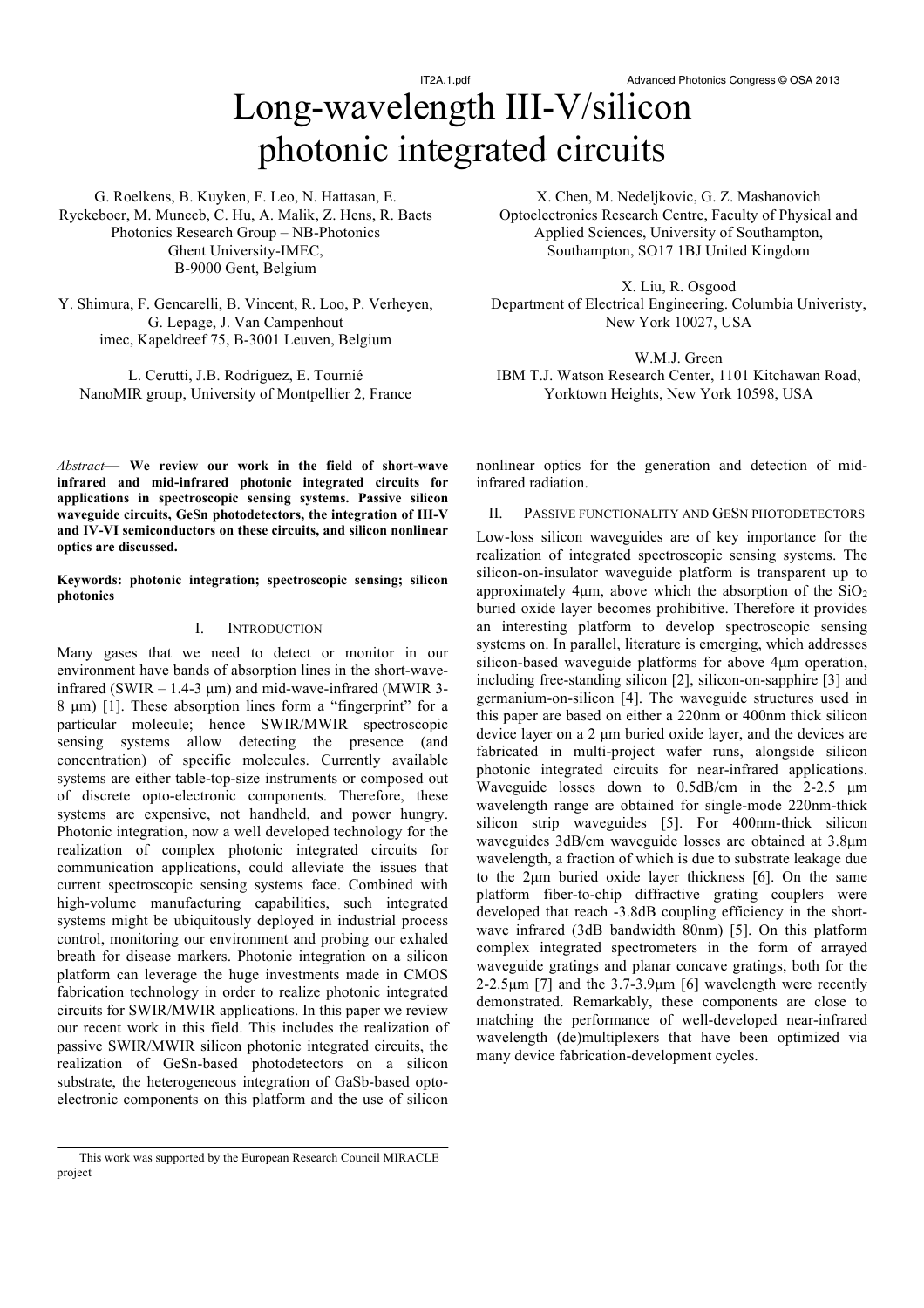# Long-wavelength III-V/silicon photonic integrated circuits

G. Roelkens, B. Kuyken, F. Leo, N. Hattasan, E. Ryckeboer, M. Muneeb, C. Hu, A. Malik, Z. Hens, R. Baets
Photonics Research Group – NB-Photonics
Ghent University-IMEC,
B-9000 Gent, Belgium

Y. Shimura, F. Gencarelli, B. Vincent, R. Loo, P. Verheyen, G. Lepage, J. Van Campenhout
imec, Kapeldreef 75, B-3001 Leuven, Belgium

L. Cerutti, J.B. Rodriguez, E. Tournié
NanoMIR group, University of Montpellier 2, France

X. Chen, M. Nedeljkovic, G. Z. Mashanovich
Optoelectronics Research Centre, Faculty of Physical and Applied Sciences, University of Southampton, Southampton, SO17 1BJ United Kingdom

X. Liu, R. Osgood
Department of Electrical Engineering. Columbia Univeristy, New York 10027, USA

W.M.J. Green
IBM T.J. Watson Research Center, 1101 Kitchawan Road, Yorktown Heights, New York 10598, USA

*Abstract*— **We review our work in the field of short-wave infrared and mid-infrared photonic integrated circuits for applications in spectroscopic sensing systems. Passive silicon waveguide circuits, GeSn photodetectors, the integration of III-V and IV-VI semiconductors on these circuits, and silicon nonlinear optics are discussed.**

**Keywords: photonic integration; spectroscopic sensing; silicon photonics**

## I. Introduction

Many gases that we need to detect or monitor in our environment have bands of absorption lines in the short-wave-infrared (SWIR – 1.4-3 μm) and mid-wave-infrared (MWIR 3-8 μm) [1]. These absorption lines form a "fingerprint" for a particular molecule; hence SWIR/MWIR spectroscopic sensing systems allow detecting the presence (and concentration) of specific molecules. Currently available systems are either table-top-size instruments or composed out of discrete opto-electronic components. Therefore, these systems are expensive, not handheld, and power hungry. Photonic integration, now a well developed technology for the realization of complex photonic integrated circuits for communication applications, could alleviate the issues that current spectroscopic sensing systems face. Combined with high-volume manufacturing capabilities, such integrated systems might be ubiquitously deployed in industrial process control, monitoring our environment and probing our exhaled breath for disease markers. Photonic integration on a silicon platform can leverage the huge investments made in CMOS fabrication technology in order to realize photonic integrated circuits for SWIR/MWIR applications. In this paper we review our recent work in this field. This includes the realization of passive SWIR/MWIR silicon photonic integrated circuits, the realization of GeSn-based photodetectors on a silicon substrate, the heterogeneous integration of GaSb-based opto-electronic components on this platform and the use of silicon nonlinear optics for the generation and detection of mid-infrared radiation.

## II. Passive functionality and GeSn photodetectors

Low-loss silicon waveguides are of key importance for the realization of integrated spectroscopic sensing systems. The silicon-on-insulator waveguide platform is transparent up to approximately 4μm, above which the absorption of the $SiO_2$ buried oxide layer becomes prohibitive. Therefore it provides an interesting platform to develop spectroscopic sensing systems on. In parallel, literature is emerging, which addresses silicon-based waveguide platforms for above 4μm operation, including free-standing silicon [2], silicon-on-sapphire [3] and germanium-on-silicon [4]. The waveguide structures used in this paper are based on either a 220nm or 400nm thick silicon device layer on a 2 μm buried oxide layer, and the devices are fabricated in multi-project wafer runs, alongside silicon photonic integrated circuits for near-infrared applications. Waveguide losses down to 0.5dB/cm in the 2-2.5 μm wavelength range are obtained for single-mode 220nm-thick silicon strip waveguides [5]. For 400nm-thick silicon waveguides 3dB/cm waveguide losses are obtained at 3.8μm wavelength, a fraction of which is due to substrate leakage due to the 2μm buried oxide layer thickness [6]. On the same platform fiber-to-chip diffractive grating couplers were developed that reach -3.8dB coupling efficiency in the short-wave infrared (3dB bandwidth 80nm) [5]. On this platform complex integrated spectrometers in the form of arrayed waveguide gratings and planar concave gratings, both for the 2-2.5μm [7] and the 3.7-3.9μm [6] wavelength were recently demonstrated. Remarkably, these components are close to matching the performance of well-developed near-infrared wavelength (de)multiplexers that have been optimized via many device fabrication-development cycles.

This work was supported by the European Research Council MIRACLE project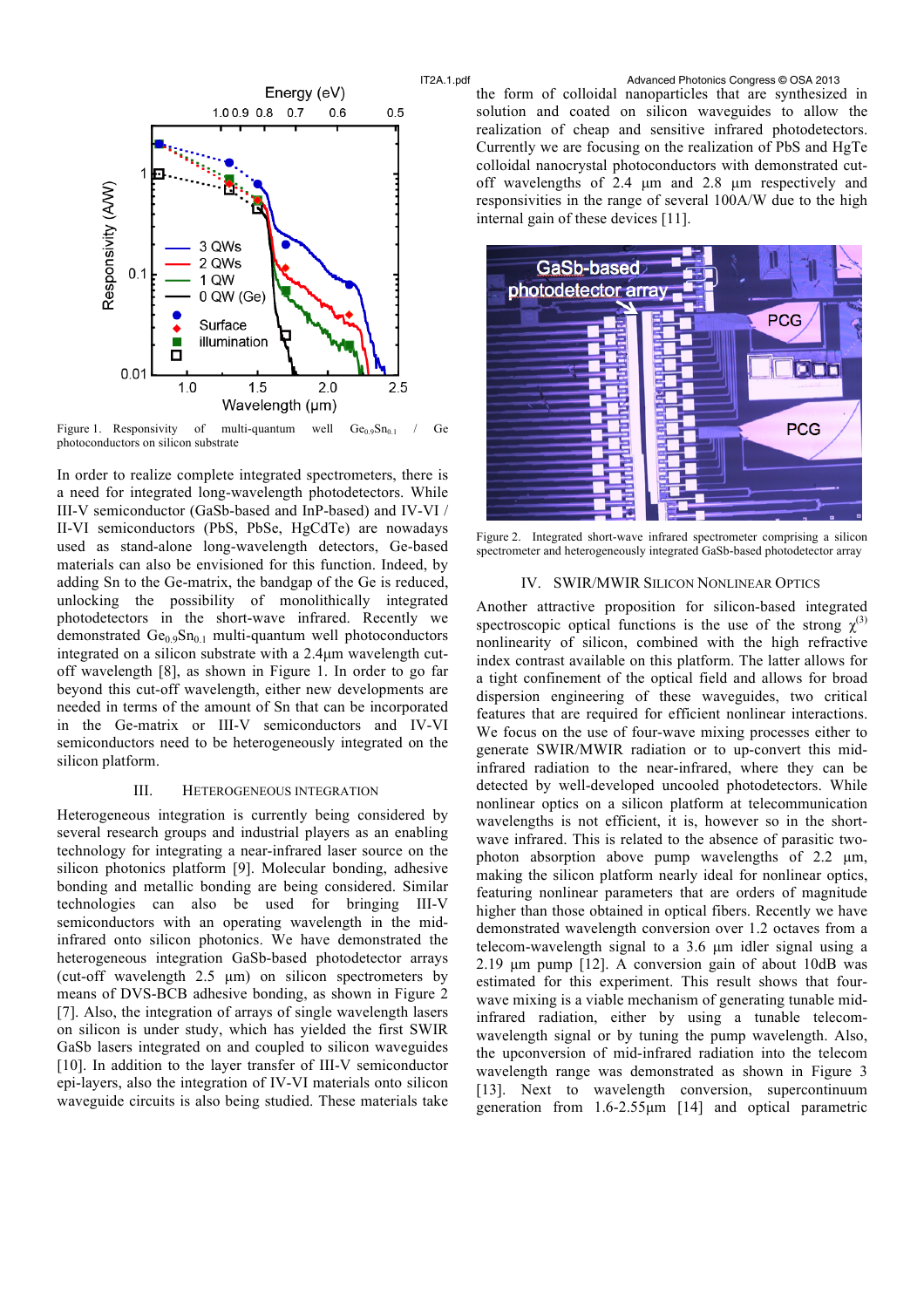Figure 1. Responsivity of multi-quantum well $Ge_{0.9}Sn_{0.1}$ / Ge photoconductors on silicon substrate

In order to realize complete integrated spectrometers, there is a need for integrated long-wavelength photodetectors. While III-V semiconductor (GaSb-based and InP-based) and IV-VI / II-VI semiconductors (PbS, PbSe, HgCdTe) are nowadays used as stand-alone long-wavelength detectors, Ge-based materials can also be envisioned for this function. Indeed, by adding Sn to the Ge-matrix, the bandgap of the Ge is reduced, unlocking the possibility of monolithically integrated photodetectors in the short-wave infrared. Recently we demonstrated $Ge_{0.9}Sn_{0.1}$ multi-quantum well photoconductors integrated on a silicon substrate with a 2.4µm wavelength cut-off wavelength [8], as shown in Figure 1. In order to go far beyond this cut-off wavelength, either new developments are needed in terms of the amount of Sn that can be incorporated in the Ge-matrix or III-V semiconductors and IV-VI semiconductors need to be heterogeneously integrated on the silicon platform.

## III. Heterogeneous Integration

Heterogeneous integration is currently being considered by several research groups and industrial players as an enabling technology for integrating a near-infrared laser source on the silicon photonics platform [9]. Molecular bonding, adhesive bonding and metallic bonding are being considered. Similar technologies can also be used for bringing III-V semiconductors with an operating wavelength in the mid-infrared onto silicon photonics. We have demonstrated the heterogeneous integration GaSb-based photodetector arrays (cut-off wavelength 2.5 µm) on silicon spectrometers by means of DVS-BCB adhesive bonding, as shown in Figure 2 [7]. Also, the integration of arrays of single wavelength lasers on silicon is under study, which has yielded the first SWIR GaSb lasers integrated on and coupled to silicon waveguides [10]. In addition to the layer transfer of III-V semiconductor epi-layers, also the integration of IV-VI materials onto silicon waveguide circuits is also being studied. These materials take the form of colloidal nanoparticles that are synthesized in solution and coated on silicon waveguides to allow the realization of cheap and sensitive infrared photodetectors. Currently we are focusing on the realization of PbS and HgTe colloidal nanocrystal photoconductors with demonstrated cut-off wavelengths of 2.4 µm and 2.8 µm respectively and responsivities in the range of several 100A/W due to the high internal gain of these devices [11].

Figure 2. Integrated short-wave infrared spectrometer comprising a silicon spectrometer and heterogeneously integrated GaSb-based photodetector array

## IV. SWIR/MWIR Silicon Nonlinear Optics

Another attractive proposition for silicon-based integrated spectroscopic optical functions is the use of the strong $\chi^{(3)}$ nonlinearity of silicon, combined with the high refractive index contrast available on this platform. The latter allows for a tight confinement of the optical field and allows for broad dispersion engineering of these waveguides, two critical features that are required for efficient nonlinear interactions. We focus on the use of four-wave mixing processes either to generate SWIR/MWIR radiation or to up-convert this mid-infrared radiation to the near-infrared, where they can be detected by well-developed uncooled photodetectors. While nonlinear optics on a silicon platform at telecommunication wavelengths is not efficient, it is, however so in the short-wave infrared. This is related to the absence of parasitic two-photon absorption above pump wavelengths of 2.2 µm, making the silicon platform nearly ideal for nonlinear optics, featuring nonlinear parameters that are orders of magnitude higher than those obtained in optical fibers. Recently we have demonstrated wavelength conversion over 1.2 octaves from a telecom-wavelength signal to a 3.6 µm idler signal using a 2.19 µm pump [12]. A conversion gain of about 10dB was estimated for this experiment. This result shows that four-wave mixing is a viable mechanism of generating tunable mid-infrared radiation, either by using a tunable telecom-wavelength signal or by tuning the pump wavelength. Also, the upconversion of mid-infrared radiation into the telecom wavelength range was demonstrated as shown in Figure 3 [13]. Next to wavelength conversion, supercontinuum generation from 1.6-2.55µm [14] and optical parametric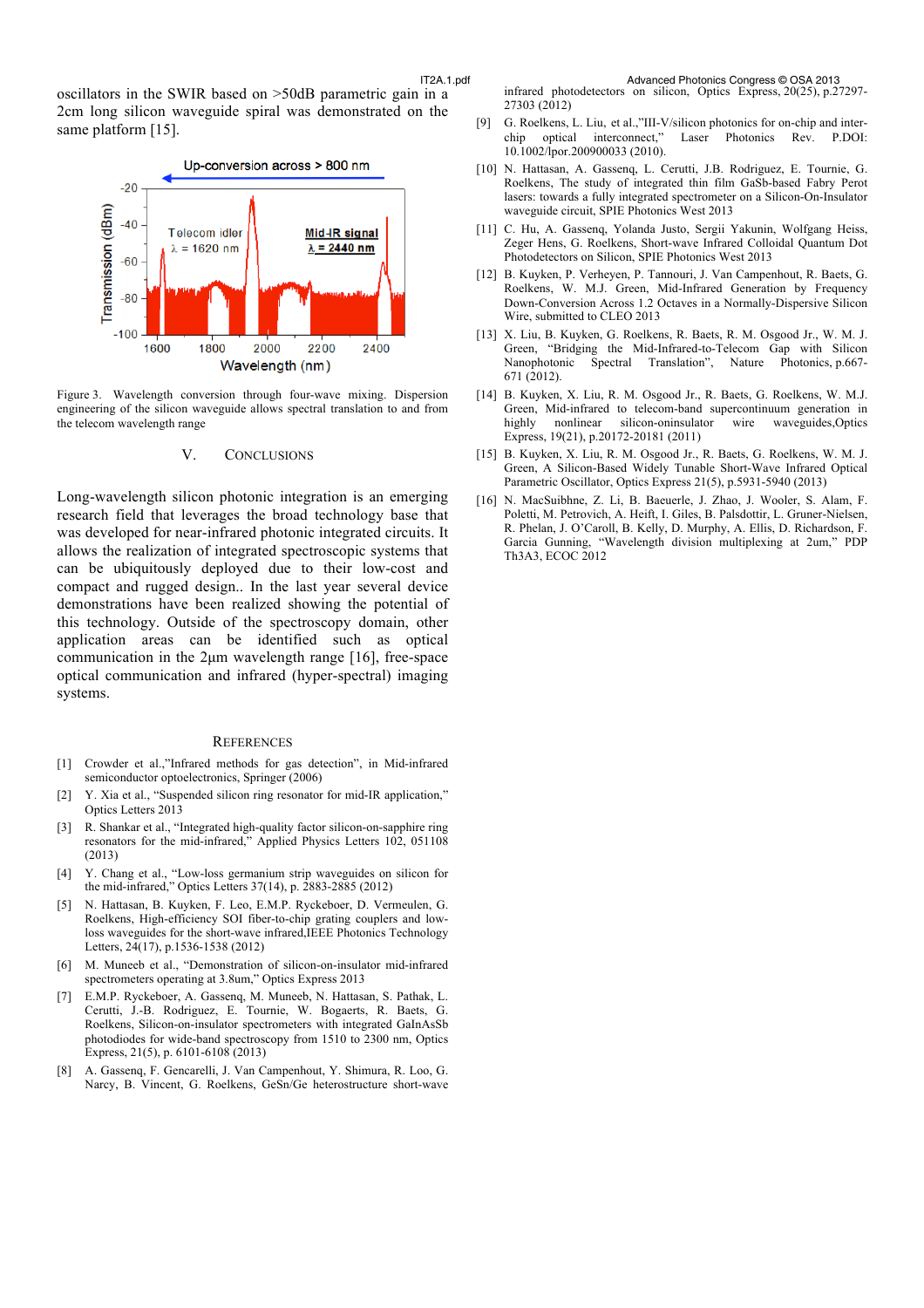oscillators in the SWIR based on >50dB parametric gain in a 2cm long silicon waveguide spiral was demonstrated on the same platform [15].

Up-conversion across > 800 nm

Transmission (dBm)

-20
-40
-60
-80
-100

Telecom idler
λ = 1620 nm

Mid-IR signal
λ = 2440 nm

1600 1800 2000 2200 2400

Wavelength (nm)

Figure 3. Wavelength conversion through four-wave mixing. Dispersion engineering of the silicon waveguide allows spectral translation to and from the telecom wavelength range

## V. CONCLUSIONS

Long-wavelength silicon photonic integration is an emerging research field that leverages the broad technology base that was developed for near-infrared photonic integrated circuits. It allows the realization of integrated spectroscopic systems that can be ubiquitously deployed due to their low-cost and compact and rugged design.. In the last year several device demonstrations have been realized showing the potential of this technology. Outside of the spectroscopy domain, other application areas can be identified such as optical communication in the 2μm wavelength range [16], free-space optical communication and infrared (hyper-spectral) imaging systems.

## REFERENCES

[1] Crowder et al.,"Infrared methods for gas detection", in Mid-infrared semiconductor optoelectronics, Springer (2006)

[2] Y. Xia et al., "Suspended silicon ring resonator for mid-IR application," Optics Letters 2013

[3] R. Shankar et al., "Integrated high-quality factor silicon-on-sapphire ring resonators for the mid-infrared," Applied Physics Letters 102, 051108 (2013)

[4] Y. Chang et al., "Low-loss germanium strip waveguides on silicon for the mid-infrared," Optics Letters 37(14), p. 2883-2885 (2012)

[5] N. Hattasan, B. Kuyken, F. Leo, E.M.P. Ryckeboer, D. Vermeulen, G. Roelkens, High-efficiency SOI fiber-to-chip grating couplers and low-loss waveguides for the short-wave infrared,IEEE Photonics Technology Letters, 24(17), p.1536-1538 (2012)

[6] M. Muneeb et al., "Demonstration of silicon-on-insulator mid-infrared spectrometers operating at 3.8um," Optics Express 2013

[7] E.M.P. Ryckeboer, A. Gassenq, M. Muneeb, N. Hattasan, S. Pathak, L. Cerutti, J.-B. Rodriguez, E. Tournie, W. Bogaerts, R. Baets, G. Roelkens, Silicon-on-insulator spectrometers with integrated GaInAsSb photodiodes for wide-band spectroscopy from 1510 to 2300 nm, Optics Express, 21(5), p. 6101-6108 (2013)

[8] A. Gassenq, F. Gencarelli, J. Van Campenhout, Y. Shimura, R. Loo, G. Narcy, B. Vincent, G. Roelkens, GeSn/Ge heterostructure short-wave infrared photodetectors on silicon, Optics Express, 20(25), p.27297-27303 (2012)

[9] G. Roelkens, L. Liu, et al.,"III-V/silicon photonics for on-chip and inter-chip optical interconnect," Laser Photonics Rev. P.DOI: 10.1002/lpor.200900033 (2010).

[10] N. Hattasan, A. Gassenq, L. Cerutti, J.B. Rodriguez, E. Tournie, G. Roelkens, The study of integrated thin film GaSb-based Fabry Perot lasers: towards a fully integrated spectrometer on a Silicon-On-Insulator waveguide circuit, SPIE Photonics West 2013

[11] C. Hu, A. Gassenq, Yolanda Justo, Sergii Yakunin, Wolfgang Heiss, Zeger Hens, G. Roelkens, Short-wave Infrared Colloidal Quantum Dot Photodetectors on Silicon, SPIE Photonics West 2013

[12] B. Kuyken, P. Verheyen, P. Tannouri, J. Van Campenhout, R. Baets, G. Roelkens, W. M.J. Green, Mid-Infrared Generation by Frequency Down-Conversion Across 1.2 Octaves in a Normally-Dispersive Silicon Wire, submitted to CLEO 2013

[13] X. Liu, B. Kuyken, G. Roelkens, R. Baets, R. M. Osgood Jr., W. M. J. Green, "Bridging the Mid-Infrared-to-Telecom Gap with Silicon Nanophotonic Spectral Translation", Nature Photonics, p.667-671 (2012).

[14] B. Kuyken, X. Liu, R. M. Osgood Jr., R. Baets, G. Roelkens, W. M.J. Green, Mid-infrared to telecom-band supercontinuum generation in highly nonlinear silicon-oninsulator wire waveguides,Optics Express, 19(21), p.20172-20181 (2011)

[15] B. Kuyken, X. Liu, R. M. Osgood Jr., R. Baets, G. Roelkens, W. M. J. Green, A Silicon-Based Widely Tunable Short-Wave Infrared Optical Parametric Oscillator, Optics Express 21(5), p.5931-5940 (2013)

[16] N. MacSuibhne, Z. Li, B. Baeuerle, J. Zhao, J. Wooler, S. Alam, F. Poletti, M. Petrovich, A. Heift, I. Giles, B. Palsdottir, L. Gruner-Nielsen, R. Phelan, J. O'Caroll, B. Kelly, D. Murphy, A. Ellis, D. Richardson, F. Garcia Gunning, "Wavelength division multiplexing at 2um," PDP Th3A3, ECOC 2012